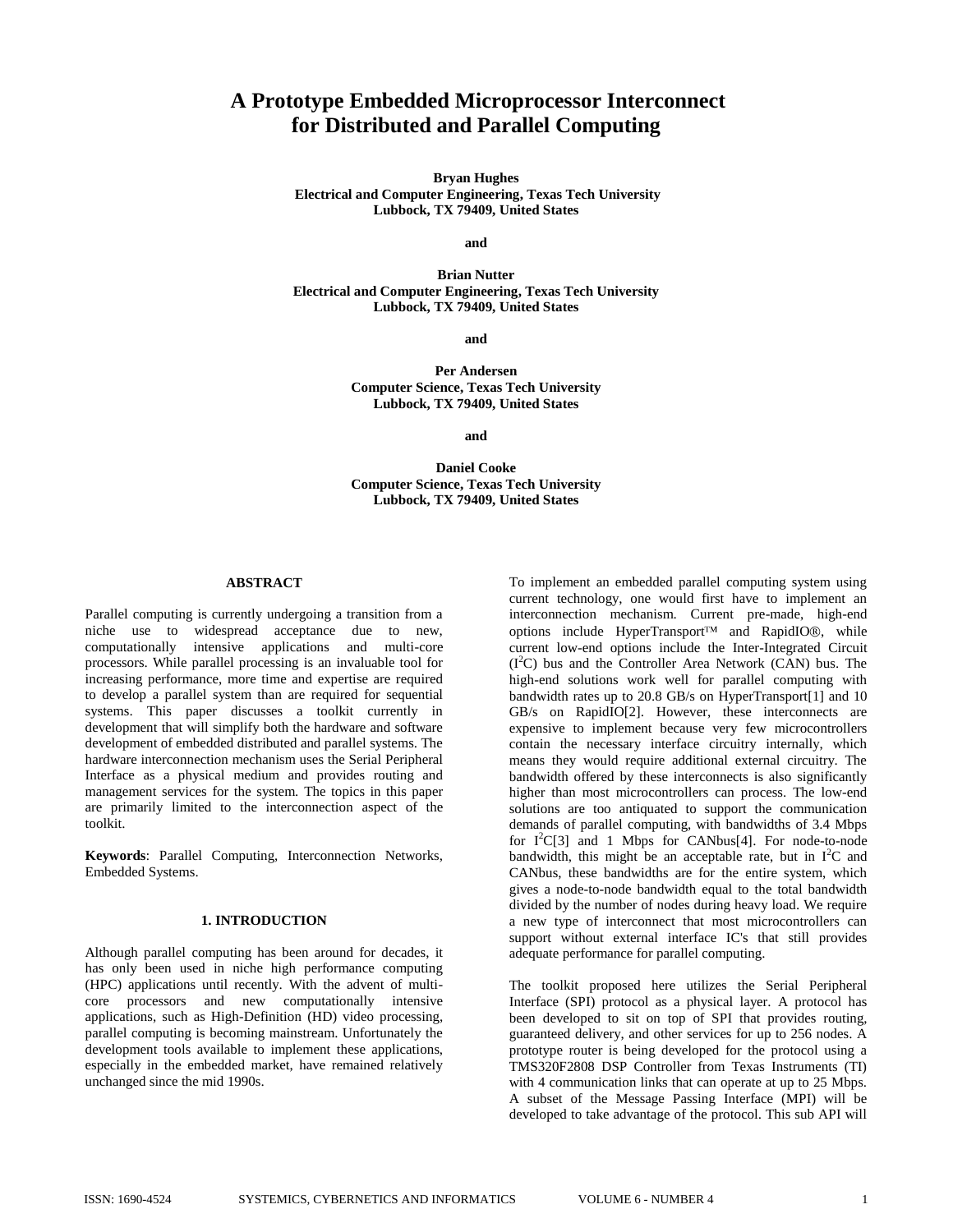# A Prototype Embedded Microprocessor Interconnect for Distributed and Parallel Computing

**Bryan Hughes**
**Electrical and Computer Engineering, Texas Tech University**
**Lubbock, TX 79409, United States**

**and**

**Brian Nutter**
**Electrical and Computer Engineering, Texas Tech University**
**Lubbock, TX 79409, United States**

**and**

**Per Andersen**
**Computer Science, Texas Tech University**
**Lubbock, TX 79409, United States**

**and**

**Daniel Cooke**
**Computer Science, Texas Tech University**
**Lubbock, TX 79409, United States**

## ABSTRACT

Parallel computing is currently undergoing a transition from a niche use to widespread acceptance due to new, computationally intensive applications and multi-core processors. While parallel processing is an invaluable tool for increasing performance, more time and expertise are required to develop a parallel system than are required for sequential systems. This paper discusses a toolkit currently in development that will simplify both the hardware and software development of embedded distributed and parallel systems. The hardware interconnection mechanism uses the Serial Peripheral Interface as a physical medium and provides routing and management services for the system. The topics in this paper are primarily limited to the interconnection aspect of the toolkit.

**Keywords**: Parallel Computing, Interconnection Networks, Embedded Systems.

## 1. INTRODUCTION

Although parallel computing has been around for decades, it has only been used in niche high performance computing (HPC) applications until recently. With the advent of multi-core processors and new computationally intensive applications, such as High-Definition (HD) video processing, parallel computing is becoming mainstream. Unfortunately the development tools available to implement these applications, especially in the embedded market, have remained relatively unchanged since the mid 1990s.

To implement an embedded parallel computing system using current technology, one would first have to implement an interconnection mechanism. Current pre-made, high-end options include HyperTransport™ and RapidIO®, while current low-end options include the Inter-Integrated Circuit ($I^2C$) bus and the Controller Area Network (CAN) bus. The high-end solutions work well for parallel computing with bandwidth rates up to 20.8 GB/s on HyperTransport[1] and 10 GB/s on RapidIO[2]. However, these interconnects are expensive to implement because very few microcontrollers contain the necessary interface circuitry internally, which means they would require additional external circuitry. The bandwidth offered by these interconnects is also significantly higher than most microcontrollers can process. The low-end solutions are too antiquated to support the communication demands of parallel computing, with bandwidths of 3.4 Mbps for $I^2C$[3] and 1 Mbps for CANbus[4]. For node-to-node bandwidth, this might be an acceptable rate, but in $I^2C$ and CANbus, these bandwidths are for the entire system, which gives a node-to-node bandwidth equal to the total bandwidth divided by the number of nodes during heavy load. We require a new type of interconnect that most microcontrollers can support without external interface IC's that still provides adequate performance for parallel computing.

The toolkit proposed here utilizes the Serial Peripheral Interface (SPI) protocol as a physical layer. A protocol has been developed to sit on top of SPI that provides routing, guaranteed delivery, and other services for up to 256 nodes. A prototype router is being developed for the protocol using a TMS320F2808 DSP Controller from Texas Instruments (TI) with 4 communication links that can operate at up to 25 Mbps. A subset of the Message Passing Interface (MPI) will be developed to take advantage of the protocol. This sub API will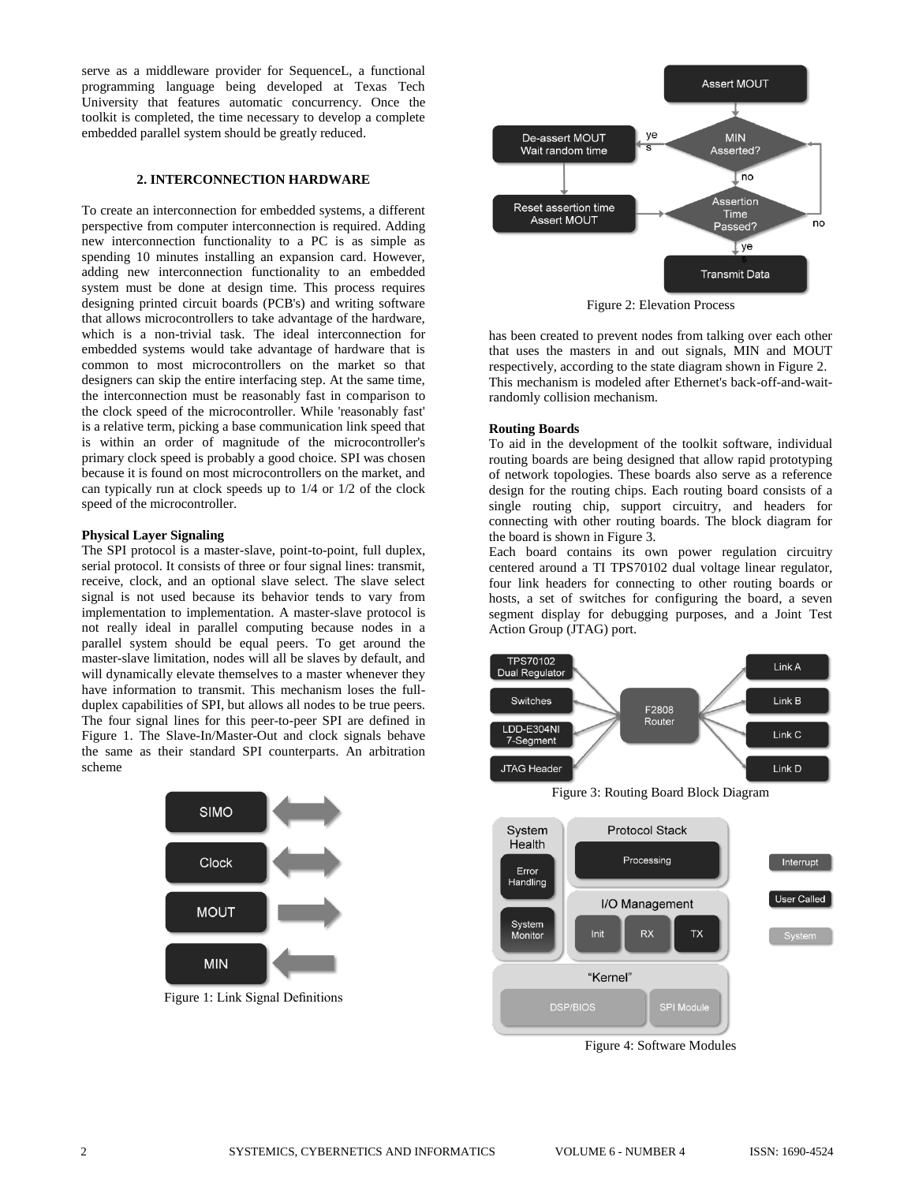serve as a middleware provider for SequenceL, a functional programming language being developed at Texas Tech University that features automatic concurrency. Once the toolkit is completed, the time necessary to develop a complete embedded parallel system should be greatly reduced.

## 2. INTERCONNECTION HARDWARE

To create an interconnection for embedded systems, a different perspective from computer interconnection is required. Adding new interconnection functionality to a PC is as simple as spending 10 minutes installing an expansion card. However, adding new interconnection functionality to an embedded system must be done at design time. This process requires designing printed circuit boards (PCB's) and writing software that allows microcontrollers to take advantage of the hardware, which is a non-trivial task. The ideal interconnection for embedded systems would take advantage of hardware that is common to most microcontrollers on the market so that designers can skip the entire interfacing step. At the same time, the interconnection must be reasonably fast in comparison to the clock speed of the microcontroller. While 'reasonably fast' is a relative term, picking a base communication link speed that is within an order of magnitude of the microcontroller's primary clock speed is probably a good choice. SPI was chosen because it is found on most microcontrollers on the market, and can typically run at clock speeds up to 1/4 or 1/2 of the clock speed of the microcontroller.

**Physical Layer Signaling**

The SPI protocol is a master-slave, point-to-point, full duplex, serial protocol. It consists of three or four signal lines: transmit, receive, clock, and an optional slave select. The slave select signal is not used because its behavior tends to vary from implementation to implementation. A master-slave protocol is not really ideal in parallel computing because nodes in a parallel system should be equal peers. To get around the master-slave limitation, nodes will all be slaves by default, and will dynamically elevate themselves to a master whenever they have information to transmit. This mechanism loses the full-duplex capabilities of SPI, but allows all nodes to be true peers. The four signal lines for this peer-to-peer SPI are defined in Figure 1. The Slave-In/Master-Out and clock signals behave the same as their standard SPI counterparts. An arbitration scheme has been created to prevent nodes from talking over each other that uses the masters in and out signals, MIN and MOUT respectively, according to the state diagram shown in Figure 2. This mechanism is modeled after Ethernet's back-off-and-wait-randomly collision mechanism.

Figure 1: Link Signal Definitions

Figure 2: Elevation Process

**Routing Boards**

To aid in the development of the toolkit software, individual routing boards are being designed that allow rapid prototyping of network topologies. These boards also serve as a reference design for the routing chips. Each routing board consists of a single routing chip, support circuitry, and headers for connecting with other routing boards. The block diagram for the board is shown in Figure 3.

Each board contains its own power regulation circuitry centered around a TI TPS70102 dual voltage linear regulator, four link headers for connecting to other routing boards or hosts, a set of switches for configuring the board, a seven segment display for debugging purposes, and a Joint Test Action Group (JTAG) port.

Figure 3: Routing Board Block Diagram

Figure 4: Software Modules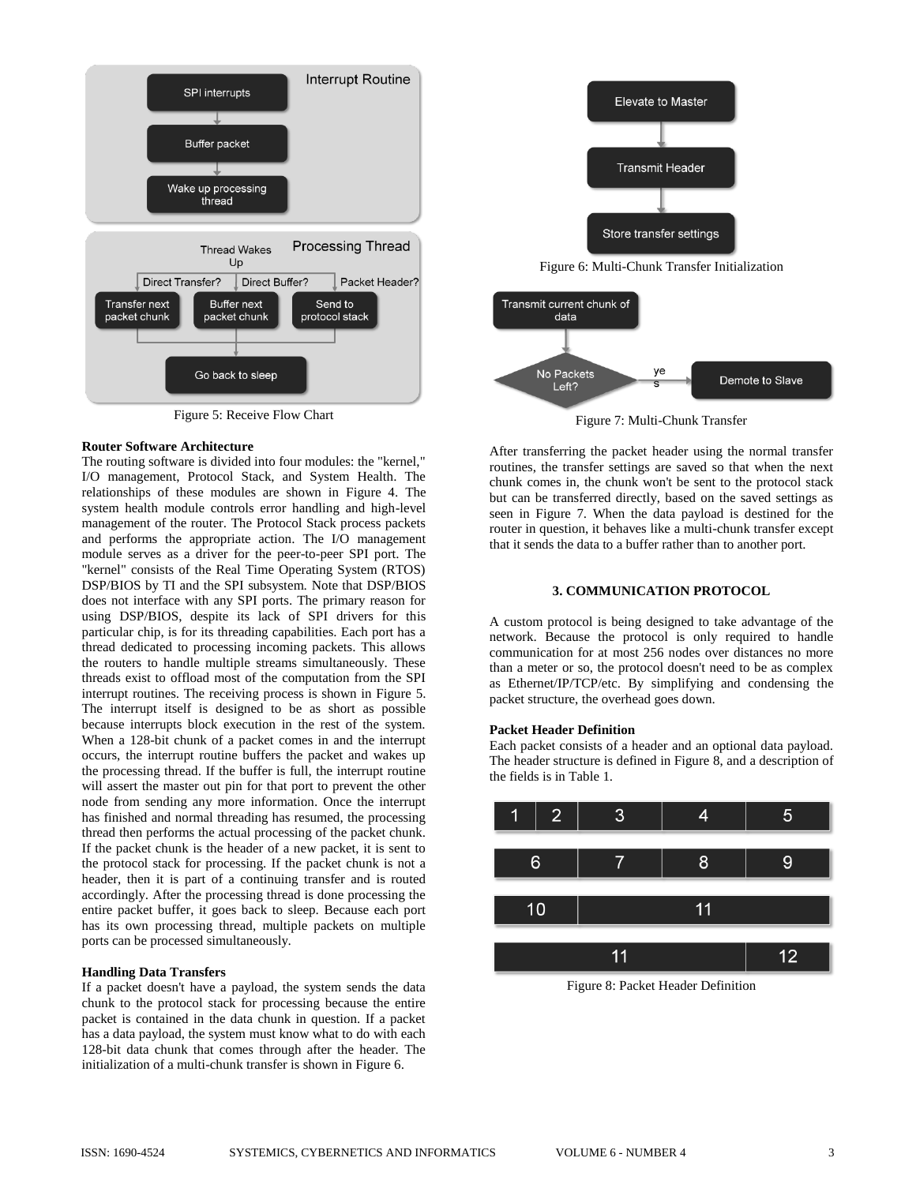Figure 5: Receive Flow Chart

**Router Software Architecture**

The routing software is divided into four modules: the "kernel," I/O management, Protocol Stack, and System Health. The relationships of these modules are shown in Figure 4. The system health module controls error handling and high-level management of the router. The Protocol Stack process packets and performs the appropriate action. The I/O management module serves as a driver for the peer-to-peer SPI port. The "kernel" consists of the Real Time Operating System (RTOS) DSP/BIOS by TI and the SPI subsystem. Note that DSP/BIOS does not interface with any SPI ports. The primary reason for using DSP/BIOS, despite its lack of SPI drivers for this particular chip, is for its threading capabilities. Each port has a thread dedicated to processing incoming packets. This allows the routers to handle multiple streams simultaneously. These threads exist to offload most of the computation from the SPI interrupt routines. The receiving process is shown in Figure 5. The interrupt itself is designed to be as short as possible because interrupts block execution in the rest of the system. When a 128-bit chunk of a packet comes in and the interrupt occurs, the interrupt routine buffers the packet and wakes up the processing thread. If the buffer is full, the interrupt routine will assert the master out pin for that port to prevent the other node from sending any more information. Once the interrupt has finished and normal threading has resumed, the processing thread then performs the actual processing of the packet chunk. If the packet chunk is the header of a new packet, it is sent to the protocol stack for processing. If the packet chunk is not a header, then it is part of a continuing transfer and is routed accordingly. After the processing thread is done processing the entire packet buffer, it goes back to sleep. Because each port has its own processing thread, multiple packets on multiple ports can be processed simultaneously.

**Handling Data Transfers**

If a packet doesn't have a payload, the system sends the data chunk to the protocol stack for processing because the entire packet is contained in the data chunk in question. If a packet has a data payload, the system must know what to do with each 128-bit data chunk that comes through after the header. The initialization of a multi-chunk transfer is shown in Figure 6.

Figure 6: Multi-Chunk Transfer Initialization

Figure 7: Multi-Chunk Transfer

After transferring the packet header using the normal transfer routines, the transfer settings are saved so that when the next chunk comes in, the chunk won't be sent to the protocol stack but can be transferred directly, based on the saved settings as seen in Figure 7. When the data payload is destined for the router in question, it behaves like a multi-chunk transfer except that it sends the data to a buffer rather than to another port.

## 3. COMMUNICATION PROTOCOL

A custom protocol is being designed to take advantage of the network. Because the protocol is only required to handle communication for at most 256 nodes over distances no more than a meter or so, the protocol doesn't need to be as complex as Ethernet/IP/TCP/etc. By simplifying and condensing the packet structure, the overhead goes down.

**Packet Header Definition**

Each packet consists of a header and an optional data payload. The header structure is defined in Figure 8, and a description of the fields is in Table 1.

Figure 8: Packet Header Definition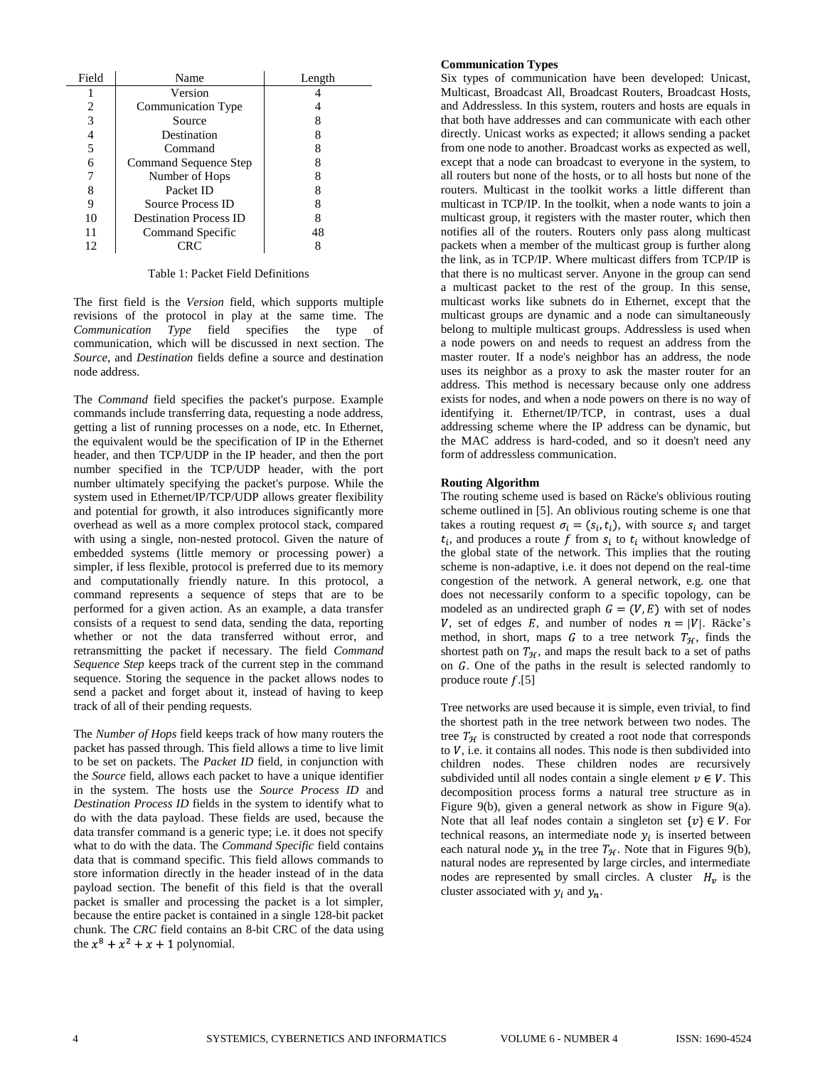| Field | Name | Length |
|---|---|---|
| 1 | Version | 4 |
| 2 | Communication Type | 4 |
| 3 | Source | 8 |
| 4 | Destination | 8 |
| 5 | Command | 8 |
| 6 | Command Sequence Step | 8 |
| 7 | Number of Hops | 8 |
| 8 | Packet ID | 8 |
| 9 | Source Process ID | 8 |
| 10 | Destination Process ID | 8 |
| 11 | Command Specific | 48 |
| 12 | CRC | 8 |

Table 1: Packet Field Definitions

The first field is the *Version* field, which supports multiple revisions of the protocol in play at the same time. The *Communication Type* field specifies the type of communication, which will be discussed in next section. The *Source*, and *Destination* fields define a source and destination node address.

The *Command* field specifies the packet's purpose. Example commands include transferring data, requesting a node address, getting a list of running processes on a node, etc. In Ethernet, the equivalent would be the specification of IP in the Ethernet header, and then TCP/UDP in the IP header, and then the port number specified in the TCP/UDP header, with the port number ultimately specifying the packet's purpose. While the system used in Ethernet/IP/TCP/UDP allows greater flexibility and potential for growth, it also introduces significantly more overhead as well as a more complex protocol stack, compared with using a single, non-nested protocol. Given the nature of embedded systems (little memory or processing power) a simpler, if less flexible, protocol is preferred due to its memory and computationally friendly nature. In this protocol, a command represents a sequence of steps that are to be performed for a given action. As an example, a data transfer consists of a request to send data, sending the data, reporting whether or not the data transferred without error, and retransmitting the packet if necessary. The field *Command Sequence Step* keeps track of the current step in the command sequence. Storing the sequence in the packet allows nodes to send a packet and forget about it, instead of having to keep track of all of their pending requests.

The *Number of Hops* field keeps track of how many routers the packet has passed through. This field allows a time to live limit to be set on packets. The *Packet ID* field, in conjunction with the *Source* field, allows each packet to have a unique identifier in the system. The hosts use the *Source Process ID* and *Destination Process ID* fields in the system to identify what to do with the data payload. These fields are used, because the data transfer command is a generic type; i.e. it does not specify what to do with the data. The *Command Specific* field contains data that is command specific. This field allows commands to store information directly in the header instead of in the data payload section. The benefit of this field is that the overall packet is smaller and processing the packet is a lot simpler, because the entire packet is contained in a single 128-bit packet chunk. The *CRC* field contains an 8-bit CRC of the data using the $x^8 + x^2 + x + 1$ polynomial.

**Communication Types**

Six types of communication have been developed: Unicast, Multicast, Broadcast All, Broadcast Routers, Broadcast Hosts, and Addressless. In this system, routers and hosts are equals in that both have addresses and can communicate with each other directly. Unicast works as expected; it allows sending a packet from one node to another. Broadcast works as expected as well, except that a node can broadcast to everyone in the system, to all routers but none of the hosts, or to all hosts but none of the routers. Multicast in the toolkit works a little different than multicast in TCP/IP. In the toolkit, when a node wants to join a multicast group, it registers with the master router, which then notifies all of the routers. Routers only pass along multicast packets when a member of the multicast group is further along the link, as in TCP/IP. Where multicast differs from TCP/IP is that there is no multicast server. Anyone in the group can send a multicast packet to the rest of the group. In this sense, multicast works like subnets do in Ethernet, except that the multicast groups are dynamic and a node can simultaneously belong to multiple multicast groups. Addressless is used when a node powers on and needs to request an address from the master router. If a node's neighbor has an address, the node uses its neighbor as a proxy to ask the master router for an address. This method is necessary because only one address exists for nodes, and when a node powers on there is no way of identifying it. Ethernet/IP/TCP, in contrast, uses a dual addressing scheme where the IP address can be dynamic, but the MAC address is hard-coded, and so it doesn't need any form of addressless communication.

**Routing Algorithm**

The routing scheme used is based on Räcke's oblivious routing scheme outlined in [5]. An oblivious routing scheme is one that takes a routing request $\sigma_i = (s_i, t_i)$, with source $s_i$ and target $t_i$, and produces a route $f$ from $s_i$ to $t_i$ without knowledge of the global state of the network. This implies that the routing scheme is non-adaptive, i.e. it does not depend on the real-time congestion of the network. A general network, e.g. one that does not necessarily conform to a specific topology, can be modeled as an undirected graph $G = (V, E)$ with set of nodes $V$, set of edges $E$, and number of nodes $n = |V|$. Räcke's method, in short, maps $G$ to a tree network $T_{\mathcal{H}}$, finds the shortest path on $T_{\mathcal{H}}$, and maps the result back to a set of paths on $G$. One of the paths in the result is selected randomly to produce route $f$.[5]

Tree networks are used because it is simple, even trivial, to find the shortest path in the tree network between two nodes. The tree $T_{\mathcal{H}}$ is constructed by created a root node that corresponds to $V$, i.e. it contains all nodes. This node is then subdivided into children nodes. These children nodes are recursively subdivided until all nodes contain a single element $v \in V$. This decomposition process forms a natural tree structure as in Figure 9(b), given a general network as show in Figure 9(a). Note that all leaf nodes contain a singleton set $\{v\} \in V$. For technical reasons, an intermediate node $y_i$ is inserted between each natural node $y_n$ in the tree $T_{\mathcal{H}}$. Note that in Figures 9(b), natural nodes are represented by large circles, and intermediate nodes are represented by small circles. A cluster $H_v$ is the cluster associated with $y_i$ and $y_n$.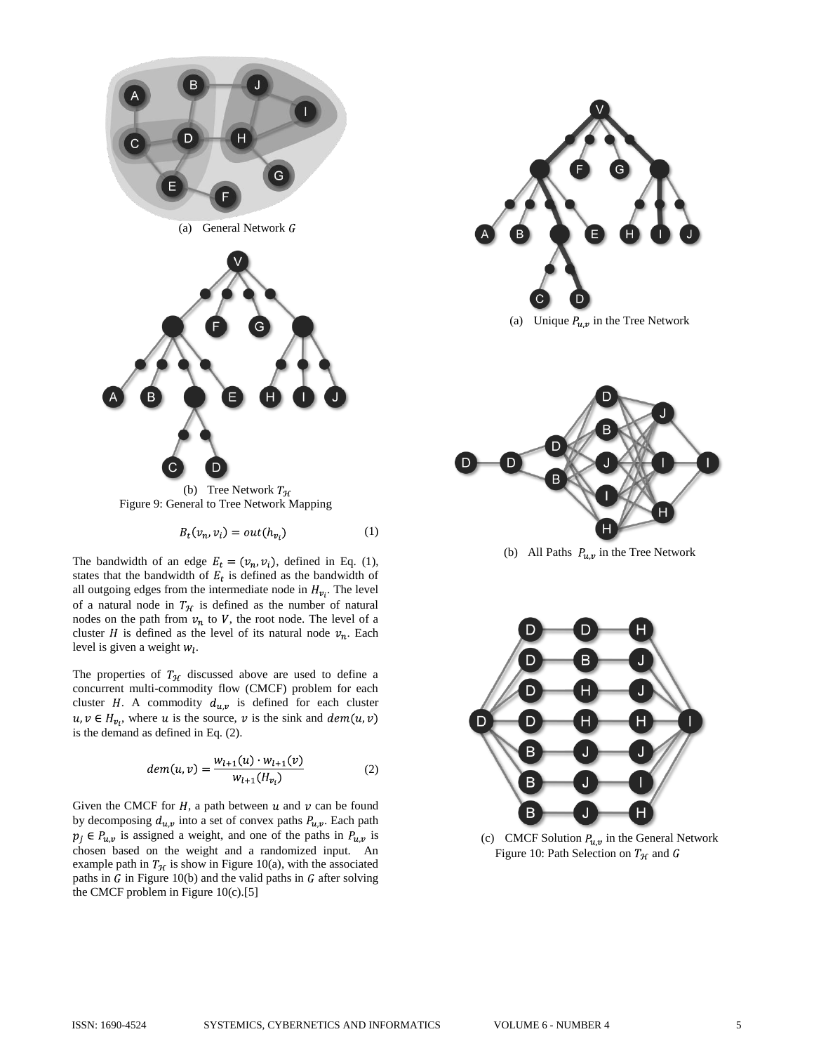(a) General Network $G$

(b) Tree Network $T_{\mathcal{H}}$

Figure 9: General to Tree Network Mapping

$$B_t(v_n, v_i) = out(h_{v_i}) \tag{1}$$

The bandwidth of an edge $E_t = (v_n, v_i)$, defined in Eq. (1), states that the bandwidth of $E_t$ is defined as the bandwidth of all outgoing edges from the intermediate node in $H_{v_i}$. The level of a natural node in $T_{\mathcal{H}}$ is defined as the number of natural nodes on the path from $v_n$ to $V$, the root node. The level of a cluster $H$ is defined as the level of its natural node $v_n$. Each level is given a weight $w_l$.

The properties of $T_{\mathcal{H}}$ discussed above are used to define a concurrent multi-commodity flow (CMCF) problem for each cluster $H$. A commodity $d_{u,v}$ is defined for each cluster $u, v \in H_{v_i}$, where $u$ is the source, $v$ is the sink and $dem(u,v)$ is the demand as defined in Eq. (2).

$$dem(u,v) = \frac{w_{l+1}(u) \cdot w_{l+1}(v)}{w_{l+1}(H_{v_i})} \tag{2}$$

Given the CMCF for $H$, a path between $u$ and $v$ can be found by decomposing $d_{u,v}$ into a set of convex paths $P_{u,v}$. Each path $p_j \in P_{u,v}$ is assigned a weight, and one of the paths in $P_{u,v}$ is chosen based on the weight and a randomized input. An example path in $T_{\mathcal{H}}$ is show in Figure 10(a), with the associated paths in $G$ in Figure 10(b) and the valid paths in $G$ after solving the CMCF problem in Figure 10(c).[5]

(a) Unique $P_{u,v}$ in the Tree Network

(b) All Paths $P_{u,v}$ in the Tree Network

(c) CMCF Solution $P_{u,v}$ in the General Network

Figure 10: Path Selection on $T_{\mathcal{H}}$ and $G$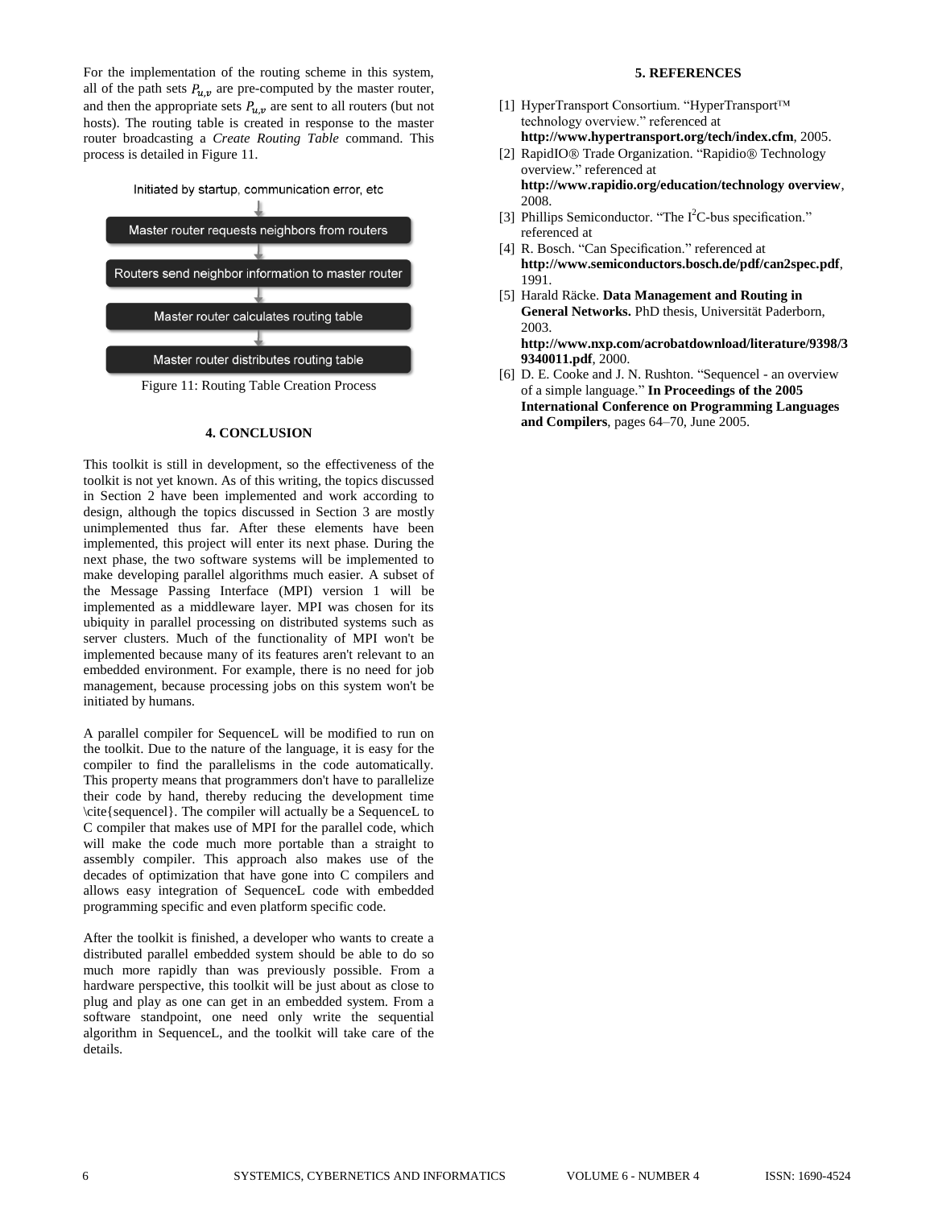For the implementation of the routing scheme in this system, all of the path sets $P_{u,v}$ are pre-computed by the master router, and then the appropriate sets $P_{u,v}$ are sent to all routers (but not hosts). The routing table is created in response to the master router broadcasting a *Create Routing Table* command. This process is detailed in Figure 11.

Initiated by startup, communication error, etc

Master router requests neighbors from routers

Routers send neighbor information to master router

Master router calculates routing table

Master router distributes routing table

Figure 11: Routing Table Creation Process

## 4. CONCLUSION

This toolkit is still in development, so the effectiveness of the toolkit is not yet known. As of this writing, the topics discussed in Section 2 have been implemented and work according to design, although the topics discussed in Section 3 are mostly unimplemented thus far. After these elements have been implemented, this project will enter its next phase. During the next phase, the two software systems will be implemented to make developing parallel algorithms much easier. A subset of the Message Passing Interface (MPI) version 1 will be implemented as a middleware layer. MPI was chosen for its ubiquity in parallel processing on distributed systems such as server clusters. Much of the functionality of MPI won't be implemented because many of its features aren't relevant to an embedded environment. For example, there is no need for job management, because processing jobs on this system won't be initiated by humans.

A parallel compiler for SequenceL will be modified to run on the toolkit. Due to the nature of the language, it is easy for the compiler to find the parallelisms in the code automatically. This property means that programmers don't have to parallelize their code by hand, thereby reducing the development time \cite{sequencel}. The compiler will actually be a SequenceL to C compiler that makes use of MPI for the parallel code, which will make the code much more portable than a straight to assembly compiler. This approach also makes use of the decades of optimization that have gone into C compilers and allows easy integration of SequenceL code with embedded programming specific and even platform specific code.

After the toolkit is finished, a developer who wants to create a distributed parallel embedded system should be able to do so much more rapidly than was previously possible. From a hardware perspective, this toolkit will be just about as close to plug and play as one can get in an embedded system. From a software standpoint, one need only write the sequential algorithm in SequenceL, and the toolkit will take care of the details.

## 5. REFERENCES

[1] HyperTransport Consortium. "HyperTransport™ technology overview." referenced at **http://www.hypertransport.org/tech/index.cfm**, 2005.

[2] RapidIO® Trade Organization. "Rapidio® Technology overview." referenced at **http://www.rapidio.org/education/technology overview**, 2008.

[3] Phillips Semiconductor. "The I²C-bus specification." referenced at

[4] R. Bosch. "Can Specification." referenced at **http://www.semiconductors.bosch.de/pdf/can2spec.pdf**, 1991.

[5] Harald Räcke. **Data Management and Routing in General Networks.** PhD thesis, Universität Paderborn, 2003. **http://www.nxp.com/acrobatdownload/literature/9398/39340011.pdf**, 2000.

[6] D. E. Cooke and J. N. Rushton. "Sequencel - an overview of a simple language." **In Proceedings of the 2005 International Conference on Programming Languages and Compilers**, pages 64–70, June 2005.